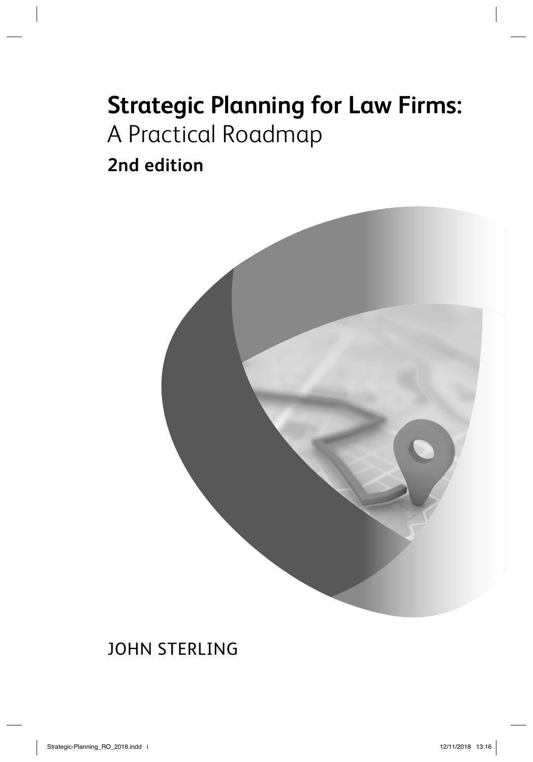# Strategic Planning for Law Firms:
## A Practical Roadmap
### 2nd edition

JOHN STERLING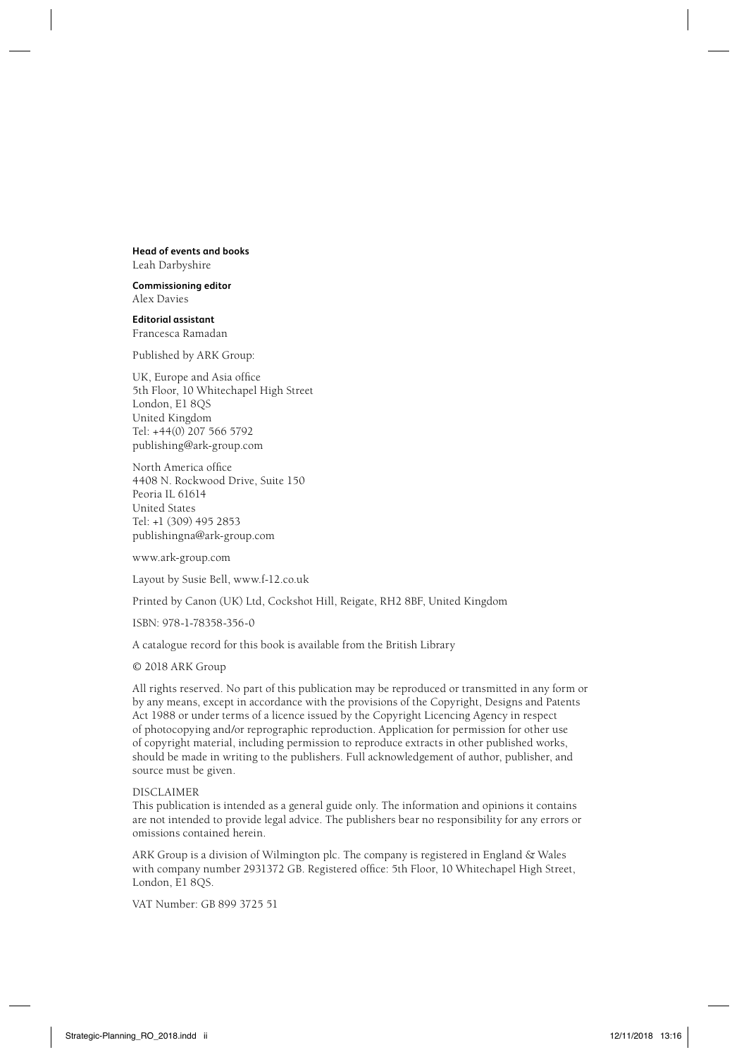**Head of events and books**
Leah Darbyshire

**Commissioning editor**
Alex Davies

**Editorial assistant**
Francesca Ramadan

Published by ARK Group:

UK, Europe and Asia office
5th Floor, 10 Whitechapel High Street
London, E1 8QS
United Kingdom
Tel: +44(0) 207 566 5792
publishing@ark-group.com

North America office
4408 N. Rockwood Drive, Suite 150
Peoria IL 61614
United States
Tel: +1 (309) 495 2853
publishingna@ark-group.com

www.ark-group.com

Layout by Susie Bell, www.f-12.co.uk

Printed by Canon (UK) Ltd, Cockshot Hill, Reigate, RH2 8BF, United Kingdom

ISBN: 978-1-78358-356-0

A catalogue record for this book is available from the British Library

© 2018 ARK Group

All rights reserved. No part of this publication may be reproduced or transmitted in any form or by any means, except in accordance with the provisions of the Copyright, Designs and Patents Act 1988 or under terms of a licence issued by the Copyright Licencing Agency in respect of photocopying and/or reprographic reproduction. Application for permission for other use of copyright material, including permission to reproduce extracts in other published works, should be made in writing to the publishers. Full acknowledgement of author, publisher, and source must be given.

DISCLAIMER
This publication is intended as a general guide only. The information and opinions it contains are not intended to provide legal advice. The publishers bear no responsibility for any errors or omissions contained herein.

ARK Group is a division of Wilmington plc. The company is registered in England & Wales with company number 2931372 GB. Registered office: 5th Floor, 10 Whitechapel High Street, London, E1 8QS.

VAT Number: GB 899 3725 51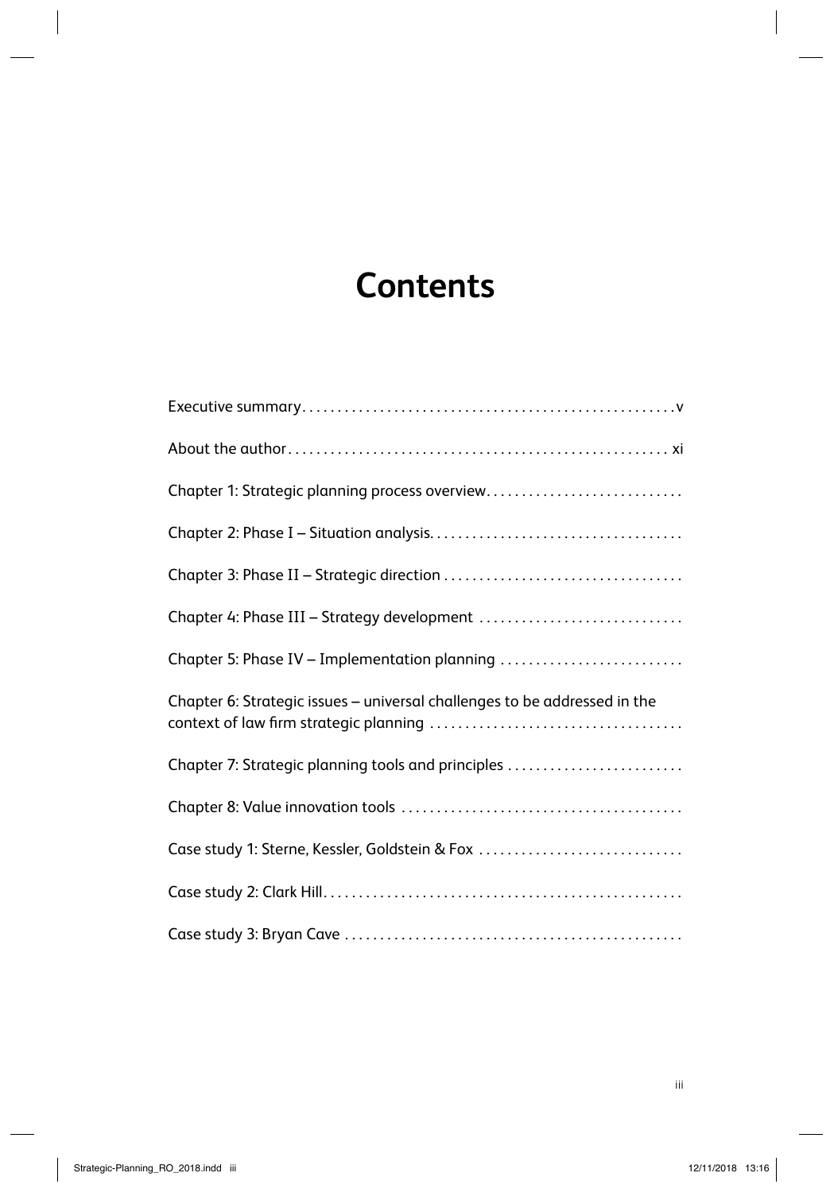# Contents

Executive summary .................................................... v

About the author ..................................................... xi

Chapter 1: Strategic planning process overview ............................

Chapter 2: Phase I – Situation analysis ...................................

Chapter 3: Phase II – Strategic direction .................................

Chapter 4: Phase III – Strategy development ..............................

Chapter 5: Phase IV – Implementation planning ............................

Chapter 6: Strategic issues – universal challenges to be addressed in the context of law firm strategic planning ....................................

Chapter 7: Strategic planning tools and principles .........................

Chapter 8: Value innovation tools .........................................

Case study 1: Sterne, Kessler, Goldstein & Fox .............................

Case study 2: Clark Hill ..................................................

Case study 3: Bryan Cave ................................................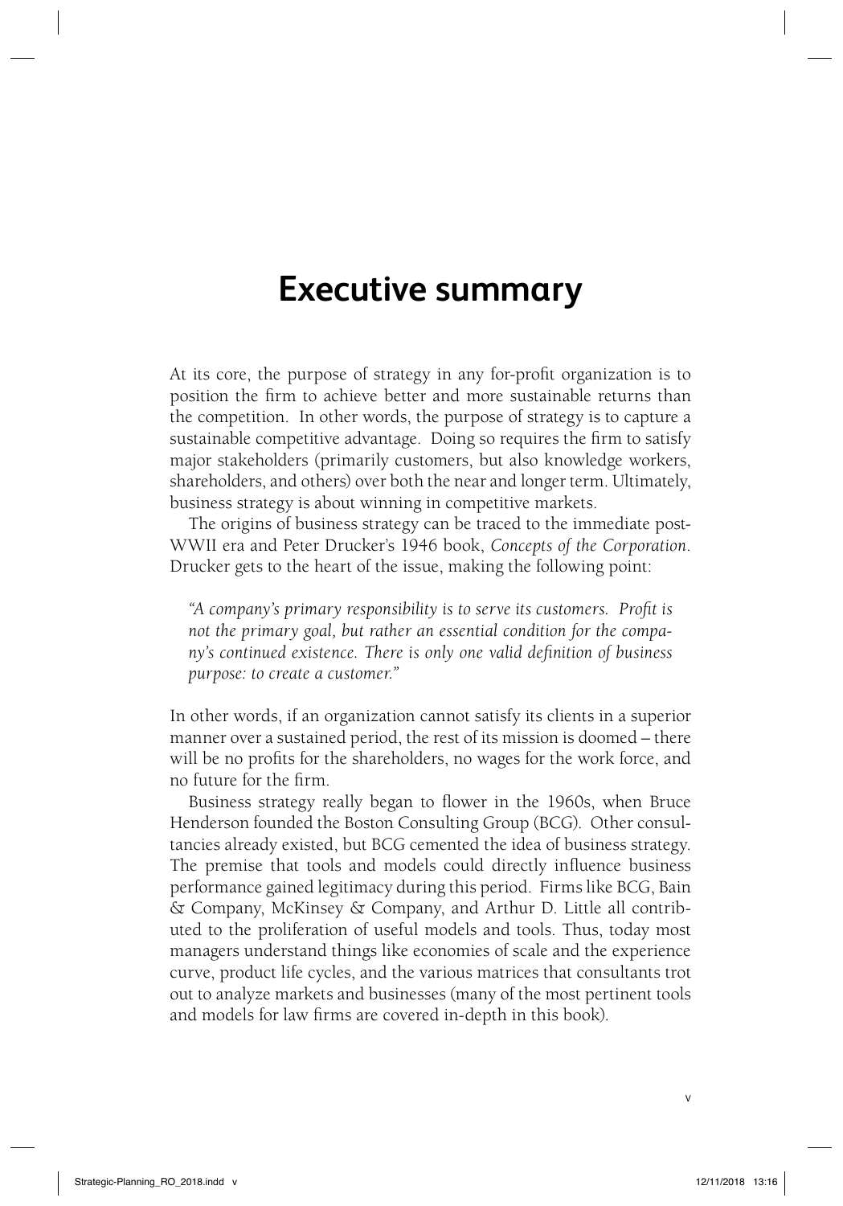# Executive summary

At its core, the purpose of strategy in any for-profit organization is to position the firm to achieve better and more sustainable returns than the competition. In other words, the purpose of strategy is to capture a sustainable competitive advantage. Doing so requires the firm to satisfy major stakeholders (primarily customers, but also knowledge workers, shareholders, and others) over both the near and longer term. Ultimately, business strategy is about winning in competitive markets.

The origins of business strategy can be traced to the immediate post-WWII era and Peter Drucker's 1946 book, *Concepts of the Corporation*. Drucker gets to the heart of the issue, making the following point:

> *"A company's primary responsibility is to serve its customers. Profit is not the primary goal, but rather an essential condition for the company's continued existence. There is only one valid definition of business purpose: to create a customer."*

In other words, if an organization cannot satisfy its clients in a superior manner over a sustained period, the rest of its mission is doomed – there will be no profits for the shareholders, no wages for the work force, and no future for the firm.

Business strategy really began to flower in the 1960s, when Bruce Henderson founded the Boston Consulting Group (BCG). Other consultancies already existed, but BCG cemented the idea of business strategy. The premise that tools and models could directly influence business performance gained legitimacy during this period. Firms like BCG, Bain & Company, McKinsey & Company, and Arthur D. Little all contributed to the proliferation of useful models and tools. Thus, today most managers understand things like economies of scale and the experience curve, product life cycles, and the various matrices that consultants trot out to analyze markets and businesses (many of the most pertinent tools and models for law firms are covered in-depth in this book).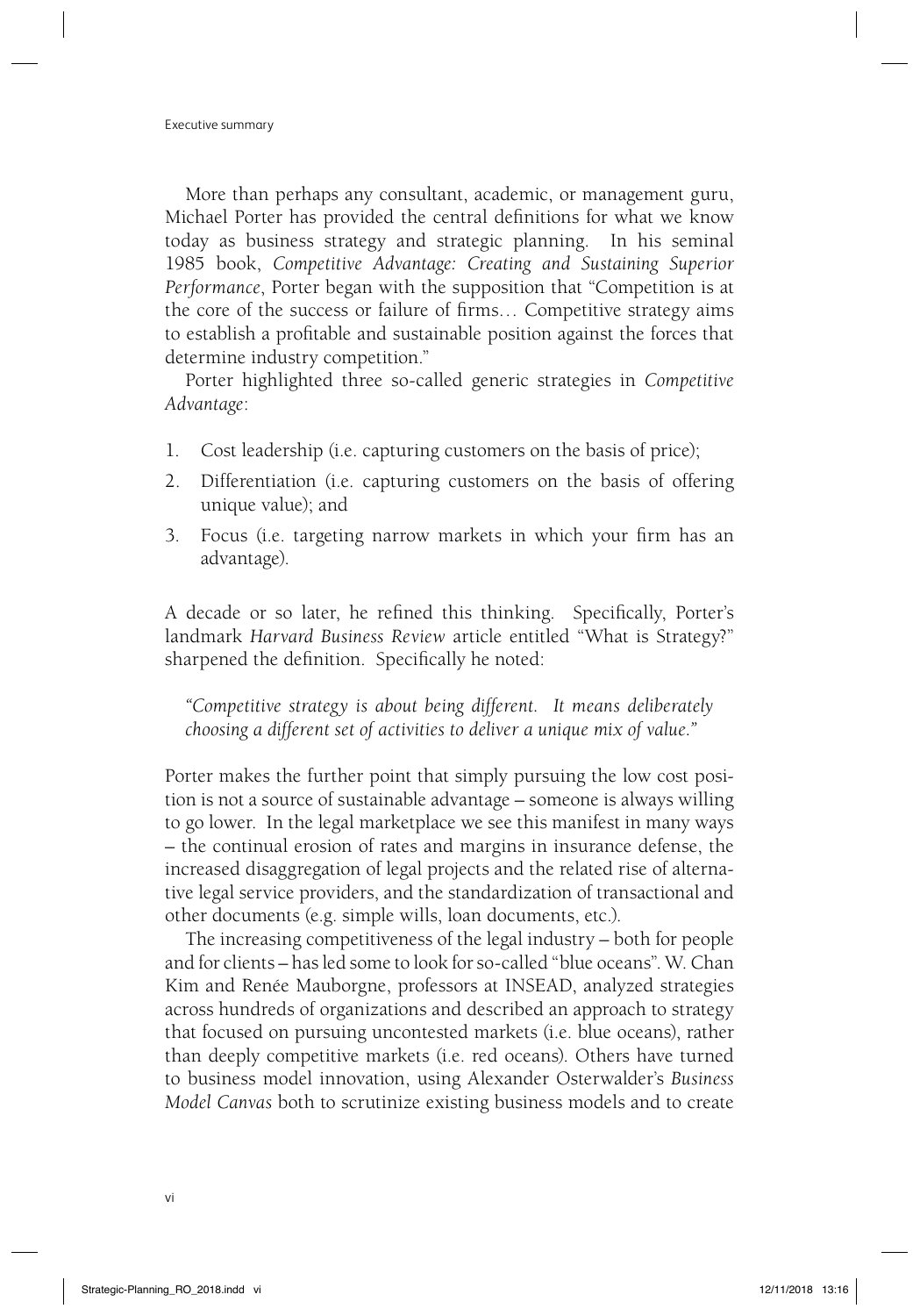More than perhaps any consultant, academic, or management guru, Michael Porter has provided the central definitions for what we know today as business strategy and strategic planning. In his seminal 1985 book, *Competitive Advantage: Creating and Sustaining Superior Performance*, Porter began with the supposition that "Competition is at the core of the success or failure of firms… Competitive strategy aims to establish a profitable and sustainable position against the forces that determine industry competition."

Porter highlighted three so-called generic strategies in *Competitive Advantage*:

1. Cost leadership (i.e. capturing customers on the basis of price);
2. Differentiation (i.e. capturing customers on the basis of offering unique value); and
3. Focus (i.e. targeting narrow markets in which your firm has an advantage).

A decade or so later, he refined this thinking. Specifically, Porter's landmark *Harvard Business Review* article entitled "What is Strategy?" sharpened the definition. Specifically he noted:

> *"Competitive strategy is about being different. It means deliberately choosing a different set of activities to deliver a unique mix of value."*

Porter makes the further point that simply pursuing the low cost position is not a source of sustainable advantage – someone is always willing to go lower. In the legal marketplace we see this manifest in many ways – the continual erosion of rates and margins in insurance defense, the increased disaggregation of legal projects and the related rise of alternative legal service providers, and the standardization of transactional and other documents (e.g. simple wills, loan documents, etc.).

The increasing competitiveness of the legal industry – both for people and for clients – has led some to look for so-called "blue oceans". W. Chan Kim and Renée Mauborgne, professors at INSEAD, analyzed strategies across hundreds of organizations and described an approach to strategy that focused on pursuing uncontested markets (i.e. blue oceans), rather than deeply competitive markets (i.e. red oceans). Others have turned to business model innovation, using Alexander Osterwalder's *Business Model Canvas* both to scrutinize existing business models and to create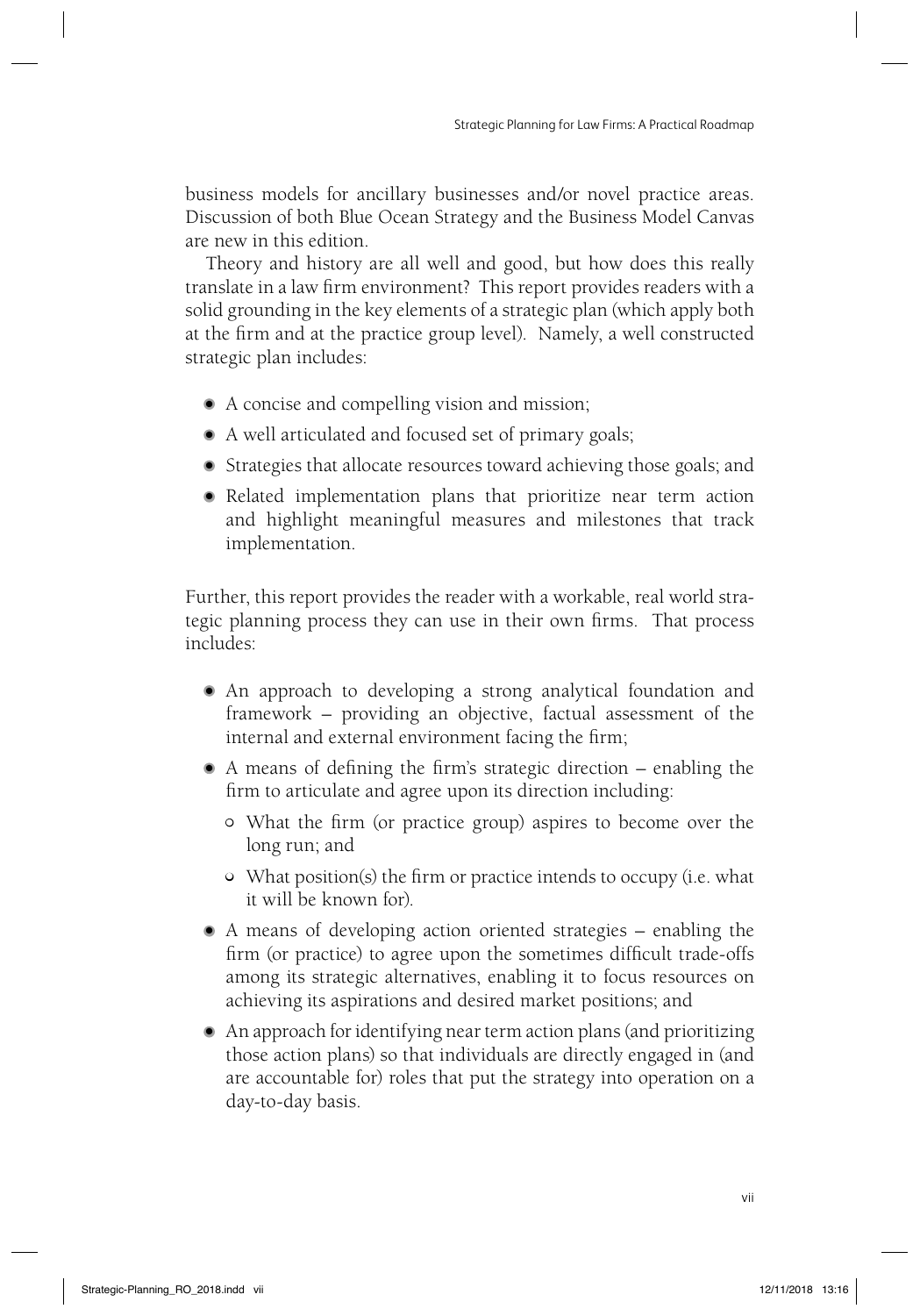business models for ancillary businesses and/or novel practice areas. Discussion of both Blue Ocean Strategy and the Business Model Canvas are new in this edition.

Theory and history are all well and good, but how does this really translate in a law firm environment? This report provides readers with a solid grounding in the key elements of a strategic plan (which apply both at the firm and at the practice group level). Namely, a well constructed strategic plan includes:

- A concise and compelling vision and mission;
- A well articulated and focused set of primary goals;
- Strategies that allocate resources toward achieving those goals; and
- Related implementation plans that prioritize near term action and highlight meaningful measures and milestones that track implementation.

Further, this report provides the reader with a workable, real world strategic planning process they can use in their own firms. That process includes:

- An approach to developing a strong analytical foundation and framework – providing an objective, factual assessment of the internal and external environment facing the firm;
- A means of defining the firm's strategic direction – enabling the firm to articulate and agree upon its direction including:
  - What the firm (or practice group) aspires to become over the long run; and
  - What position(s) the firm or practice intends to occupy (i.e. what it will be known for).
- A means of developing action oriented strategies – enabling the firm (or practice) to agree upon the sometimes difficult trade-offs among its strategic alternatives, enabling it to focus resources on achieving its aspirations and desired market positions; and
- An approach for identifying near term action plans (and prioritizing those action plans) so that individuals are directly engaged in (and are accountable for) roles that put the strategy into operation on a day-to-day basis.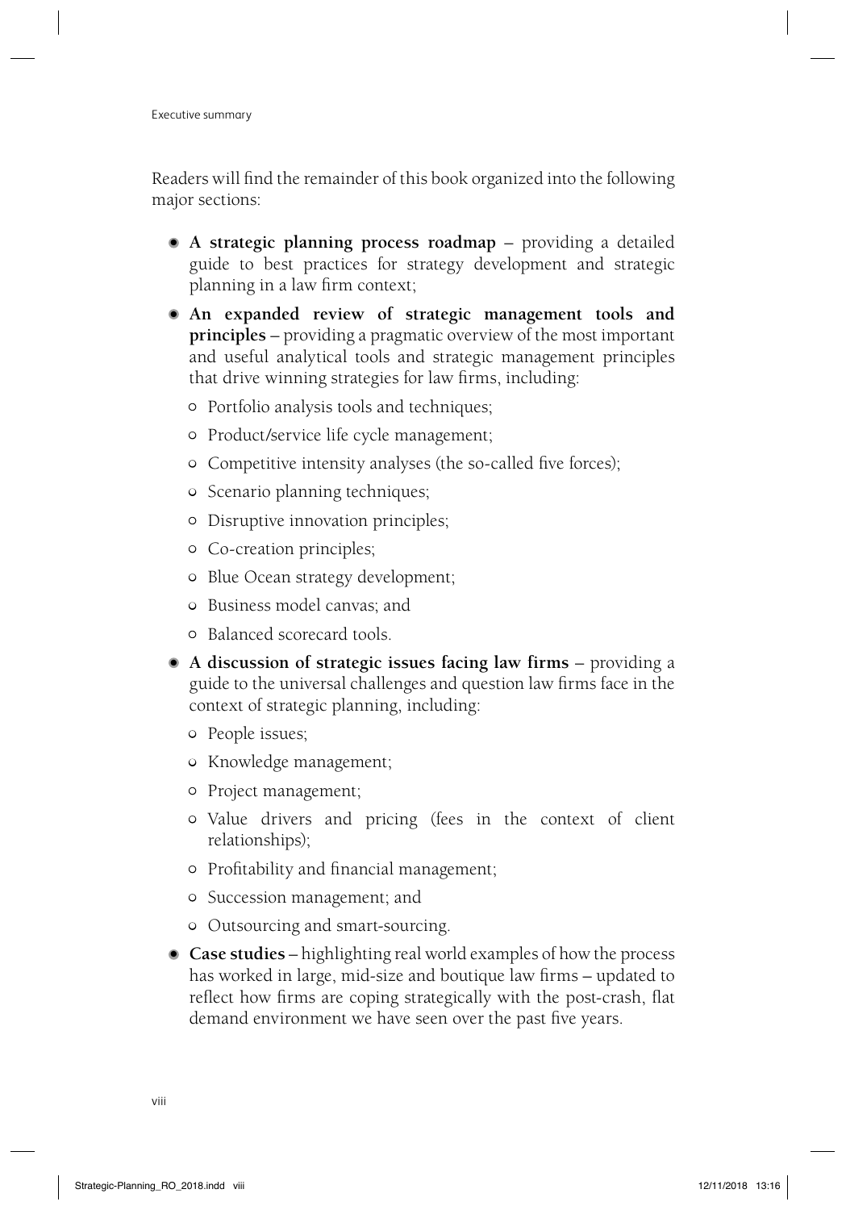Readers will find the remainder of this book organized into the following major sections:

- **A strategic planning process roadmap** – providing a detailed guide to best practices for strategy development and strategic planning in a law firm context;
- **An expanded review of strategic management tools and principles** – providing a pragmatic overview of the most important and useful analytical tools and strategic management principles that drive winning strategies for law firms, including:
  - Portfolio analysis tools and techniques;
  - Product/service life cycle management;
  - Competitive intensity analyses (the so-called five forces);
  - Scenario planning techniques;
  - Disruptive innovation principles;
  - Co-creation principles;
  - Blue Ocean strategy development;
  - Business model canvas; and
  - Balanced scorecard tools.
- **A discussion of strategic issues facing law firms** – providing a guide to the universal challenges and question law firms face in the context of strategic planning, including:
  - People issues;
  - Knowledge management;
  - Project management;
  - Value drivers and pricing (fees in the context of client relationships);
  - Profitability and financial management;
  - Succession management; and
  - Outsourcing and smart-sourcing.
- **Case studies** – highlighting real world examples of how the process has worked in large, mid-size and boutique law firms – updated to reflect how firms are coping strategically with the post-crash, flat demand environment we have seen over the past five years.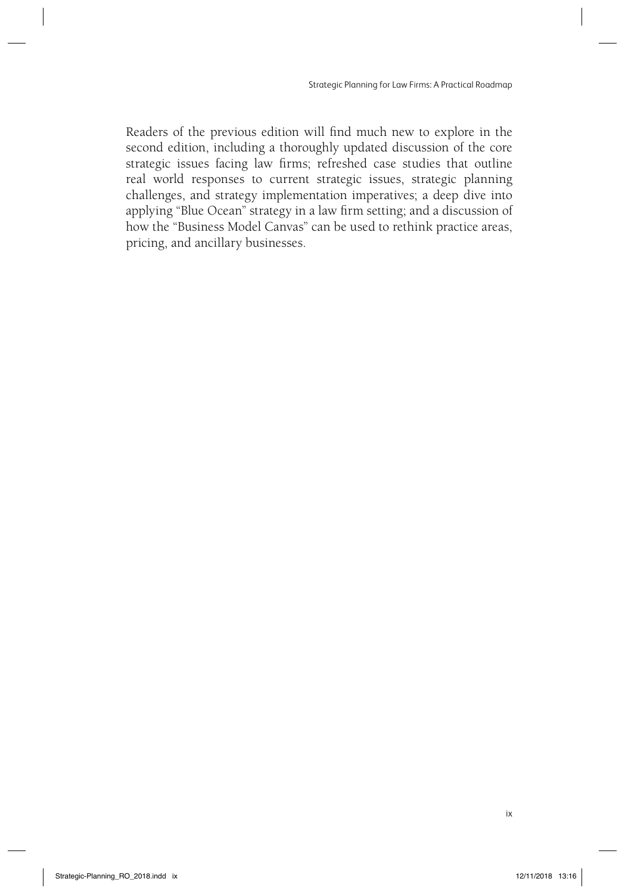Readers of the previous edition will find much new to explore in the second edition, including a thoroughly updated discussion of the core strategic issues facing law firms; refreshed case studies that outline real world responses to current strategic issues, strategic planning challenges, and strategy implementation imperatives; a deep dive into applying "Blue Ocean" strategy in a law firm setting; and a discussion of how the "Business Model Canvas" can be used to rethink practice areas, pricing, and ancillary businesses.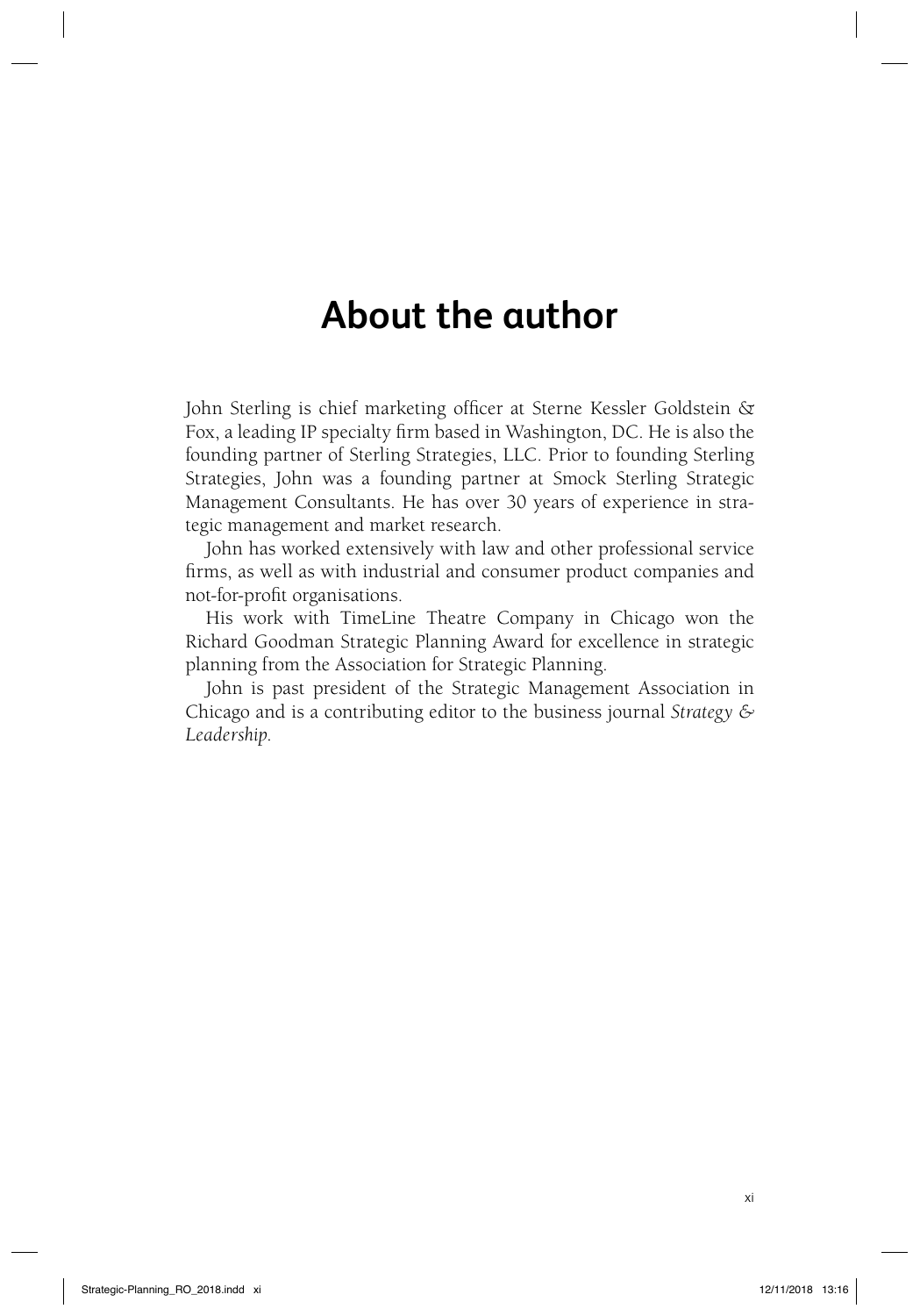# About the author

John Sterling is chief marketing officer at Sterne Kessler Goldstein & Fox, a leading IP specialty firm based in Washington, DC. He is also the founding partner of Sterling Strategies, LLC. Prior to founding Sterling Strategies, John was a founding partner at Smock Sterling Strategic Management Consultants. He has over 30 years of experience in strategic management and market research.

John has worked extensively with law and other professional service firms, as well as with industrial and consumer product companies and not-for-profit organisations.

His work with TimeLine Theatre Company in Chicago won the Richard Goodman Strategic Planning Award for excellence in strategic planning from the Association for Strategic Planning.

John is past president of the Strategic Management Association in Chicago and is a contributing editor to the business journal *Strategy & Leadership*.